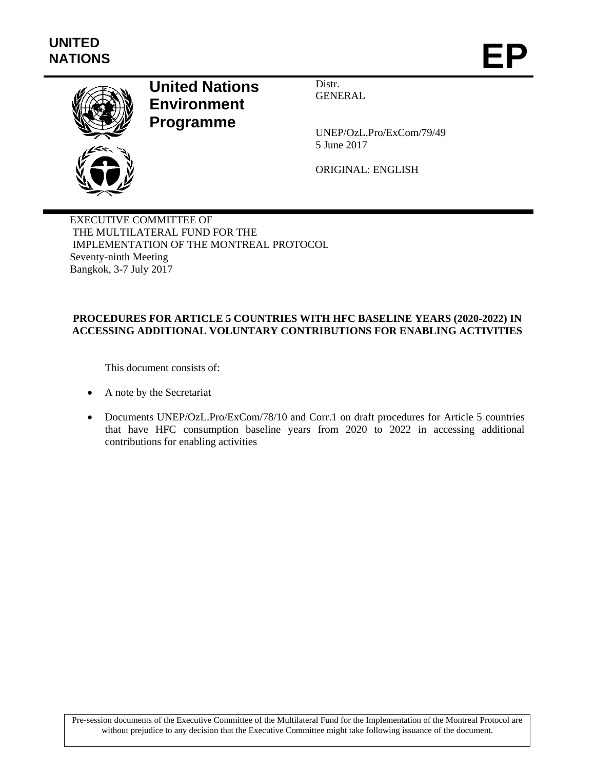UNITED NATIONS

# EP

**United Nations Environment Programme**

Distr.
GENERAL

UNEP/OzL.Pro/ExCom/79/49
5 June 2017

ORIGINAL: ENGLISH

EXECUTIVE COMMITTEE OF
THE MULTILATERAL FUND FOR THE
IMPLEMENTATION OF THE MONTREAL PROTOCOL
Seventy-ninth Meeting
Bangkok, 3-7 July 2017

## PROCEDURES FOR ARTICLE 5 COUNTRIES WITH HFC BASELINE YEARS (2020-2022) IN ACCESSING ADDITIONAL VOLUNTARY CONTRIBUTIONS FOR ENABLING ACTIVITIES

This document consists of:

- A note by the Secretariat
- Documents UNEP/OzL.Pro/ExCom/78/10 and Corr.1 on draft procedures for Article 5 countries that have HFC consumption baseline years from 2020 to 2022 in accessing additional contributions for enabling activities

Pre-session documents of the Executive Committee of the Multilateral Fund for the Implementation of the Montreal Protocol are without prejudice to any decision that the Executive Committee might take following issuance of the document.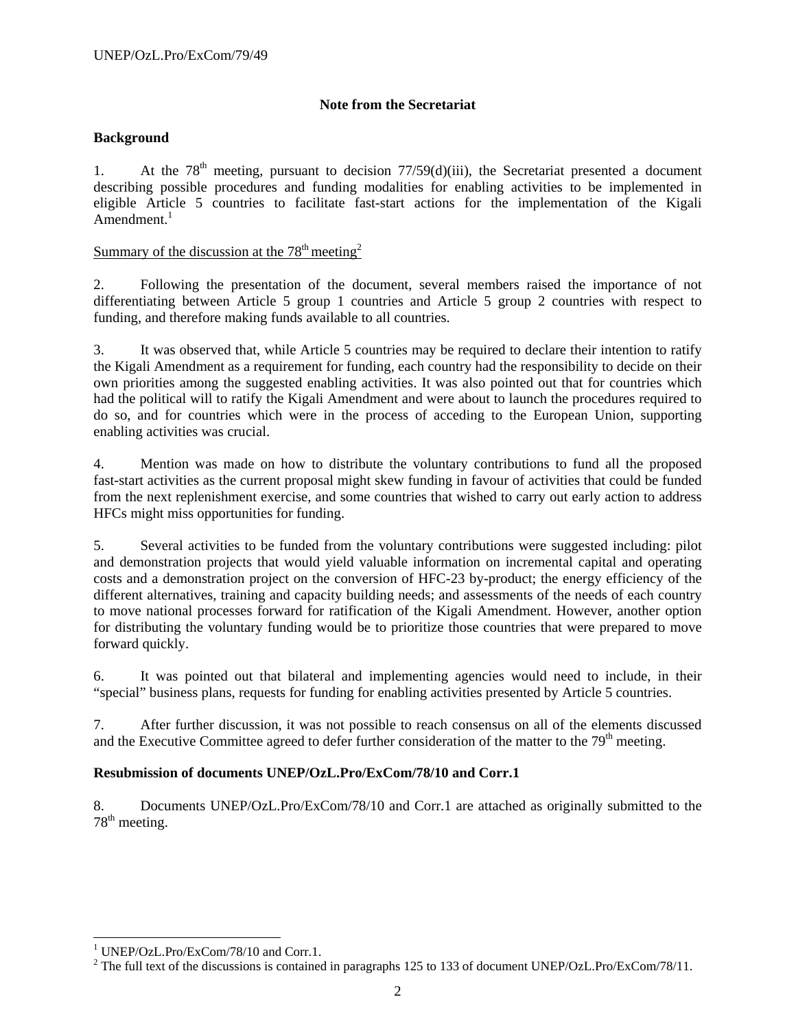**Note from the Secretariat**

**Background**

1. At the 78th meeting, pursuant to decision 77/59(d)(iii), the Secretariat presented a document describing possible procedures and funding modalities for enabling activities to be implemented in eligible Article 5 countries to facilitate fast-start actions for the implementation of the Kigali Amendment.[1]

Summary of the discussion at the 78th meeting[2]

2. Following the presentation of the document, several members raised the importance of not differentiating between Article 5 group 1 countries and Article 5 group 2 countries with respect to funding, and therefore making funds available to all countries.

3. It was observed that, while Article 5 countries may be required to declare their intention to ratify the Kigali Amendment as a requirement for funding, each country had the responsibility to decide on their own priorities among the suggested enabling activities. It was also pointed out that for countries which had the political will to ratify the Kigali Amendment and were about to launch the procedures required to do so, and for countries which were in the process of acceding to the European Union, supporting enabling activities was crucial.

4. Mention was made on how to distribute the voluntary contributions to fund all the proposed fast-start activities as the current proposal might skew funding in favour of activities that could be funded from the next replenishment exercise, and some countries that wished to carry out early action to address HFCs might miss opportunities for funding.

5. Several activities to be funded from the voluntary contributions were suggested including: pilot and demonstration projects that would yield valuable information on incremental capital and operating costs and a demonstration project on the conversion of HFC-23 by-product; the energy efficiency of the different alternatives, training and capacity building needs; and assessments of the needs of each country to move national processes forward for ratification of the Kigali Amendment. However, another option for distributing the voluntary funding would be to prioritize those countries that were prepared to move forward quickly.

6. It was pointed out that bilateral and implementing agencies would need to include, in their "special" business plans, requests for funding for enabling activities presented by Article 5 countries.

7. After further discussion, it was not possible to reach consensus on all of the elements discussed and the Executive Committee agreed to defer further consideration of the matter to the 79th meeting.

**Resubmission of documents UNEP/OzL.Pro/ExCom/78/10 and Corr.1**

8. Documents UNEP/OzL.Pro/ExCom/78/10 and Corr.1 are attached as originally submitted to the 78th meeting.

[1] UNEP/OzL.Pro/ExCom/78/10 and Corr.1.

[2] The full text of the discussions is contained in paragraphs 125 to 133 of document UNEP/OzL.Pro/ExCom/78/11.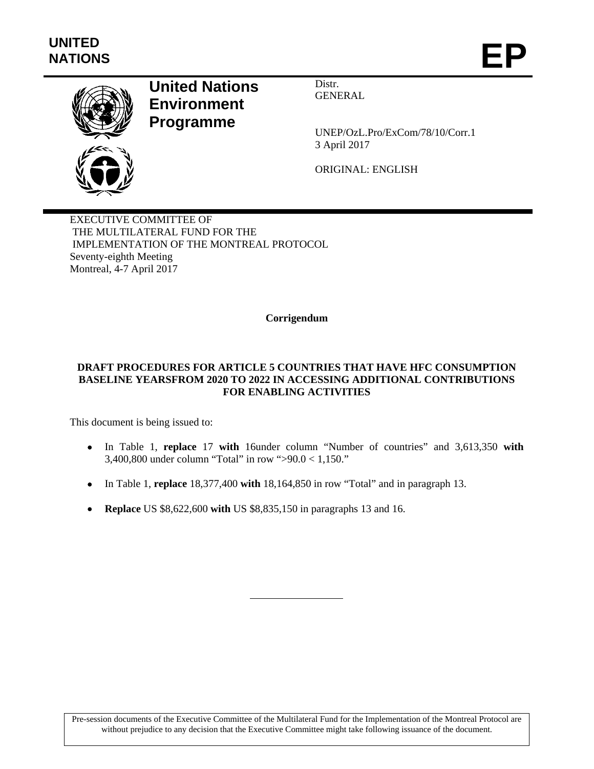UNITED NATIONS

# EP

**United Nations Environment Programme**

Distr.
GENERAL

UNEP/OzL.Pro/ExCom/78/10/Corr.1
3 April 2017

ORIGINAL: ENGLISH

EXECUTIVE COMMITTEE OF
THE MULTILATERAL FUND FOR THE
IMPLEMENTATION OF THE MONTREAL PROTOCOL
Seventy-eighth Meeting
Montreal, 4-7 April 2017

**Corrigendum**

**DRAFT PROCEDURES FOR ARTICLE 5 COUNTRIES THAT HAVE HFC CONSUMPTION BASELINE YEARSFROM 2020 TO 2022 IN ACCESSING ADDITIONAL CONTRIBUTIONS FOR ENABLING ACTIVITIES**

This document is being issued to:

- In Table 1, **replace** 17 **with** 16under column "Number of countries" and 3,613,350 **with** 3,400,800 under column "Total" in row ">90.0 < 1,150."
- In Table 1, **replace** 18,377,400 **with** 18,164,850 in row "Total" and in paragraph 13.
- **Replace** US $8,622,600 **with** US $8,835,150 in paragraphs 13 and 16.

Pre-session documents of the Executive Committee of the Multilateral Fund for the Implementation of the Montreal Protocol are without prejudice to any decision that the Executive Committee might take following issuance of the document.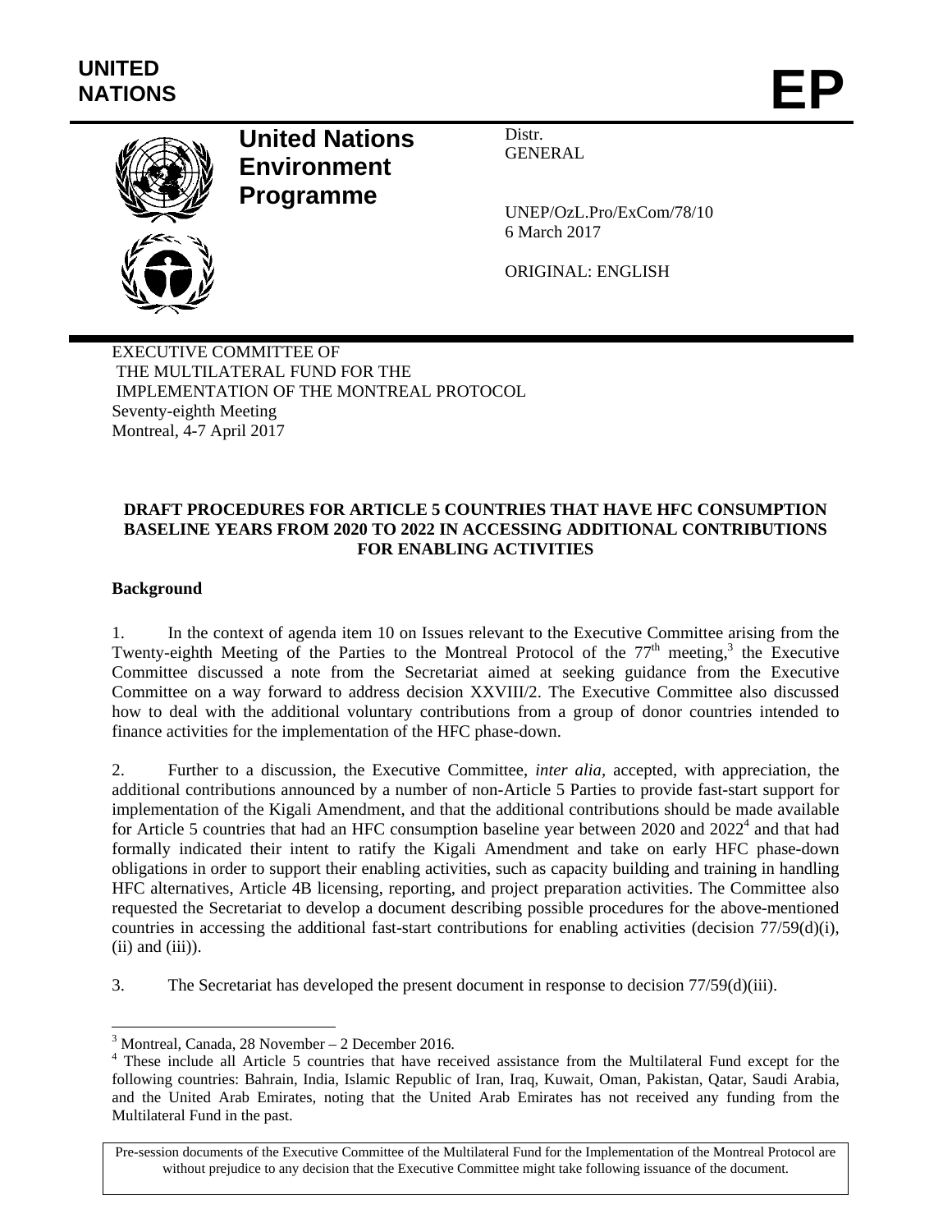UNITED NATIONS

# EP

**United Nations Environment Programme**

Distr.
GENERAL

UNEP/OzL.Pro/ExCom/78/10
6 March 2017

ORIGINAL: ENGLISH

EXECUTIVE COMMITTEE OF
THE MULTILATERAL FUND FOR THE
IMPLEMENTATION OF THE MONTREAL PROTOCOL
Seventy-eighth Meeting
Montreal, 4-7 April 2017

## DRAFT PROCEDURES FOR ARTICLE 5 COUNTRIES THAT HAVE HFC CONSUMPTION BASELINE YEARS FROM 2020 TO 2022 IN ACCESSING ADDITIONAL CONTRIBUTIONS FOR ENABLING ACTIVITIES

### Background

1. In the context of agenda item 10 on Issues relevant to the Executive Committee arising from the Twenty-eighth Meeting of the Parties to the Montreal Protocol of the 77th meeting,[3] the Executive Committee discussed a note from the Secretariat aimed at seeking guidance from the Executive Committee on a way forward to address decision XXVIII/2. The Executive Committee also discussed how to deal with the additional voluntary contributions from a group of donor countries intended to finance activities for the implementation of the HFC phase-down.

2. Further to a discussion, the Executive Committee, *inter alia,* accepted, with appreciation, the additional contributions announced by a number of non-Article 5 Parties to provide fast-start support for implementation of the Kigali Amendment, and that the additional contributions should be made available for Article 5 countries that had an HFC consumption baseline year between 2020 and 2022[4] and that had formally indicated their intent to ratify the Kigali Amendment and take on early HFC phase-down obligations in order to support their enabling activities, such as capacity building and training in handling HFC alternatives, Article 4B licensing, reporting, and project preparation activities. The Committee also requested the Secretariat to develop a document describing possible procedures for the above-mentioned countries in accessing the additional fast-start contributions for enabling activities (decision 77/59(d)(i), (ii) and (iii)).

3. The Secretariat has developed the present document in response to decision 77/59(d)(iii).

[3] Montreal, Canada, 28 November – 2 December 2016.

[4] These include all Article 5 countries that have received assistance from the Multilateral Fund except for the following countries: Bahrain, India, Islamic Republic of Iran, Iraq, Kuwait, Oman, Pakistan, Qatar, Saudi Arabia, and the United Arab Emirates, noting that the United Arab Emirates has not received any funding from the Multilateral Fund in the past.

Pre-session documents of the Executive Committee of the Multilateral Fund for the Implementation of the Montreal Protocol are without prejudice to any decision that the Executive Committee might take following issuance of the document.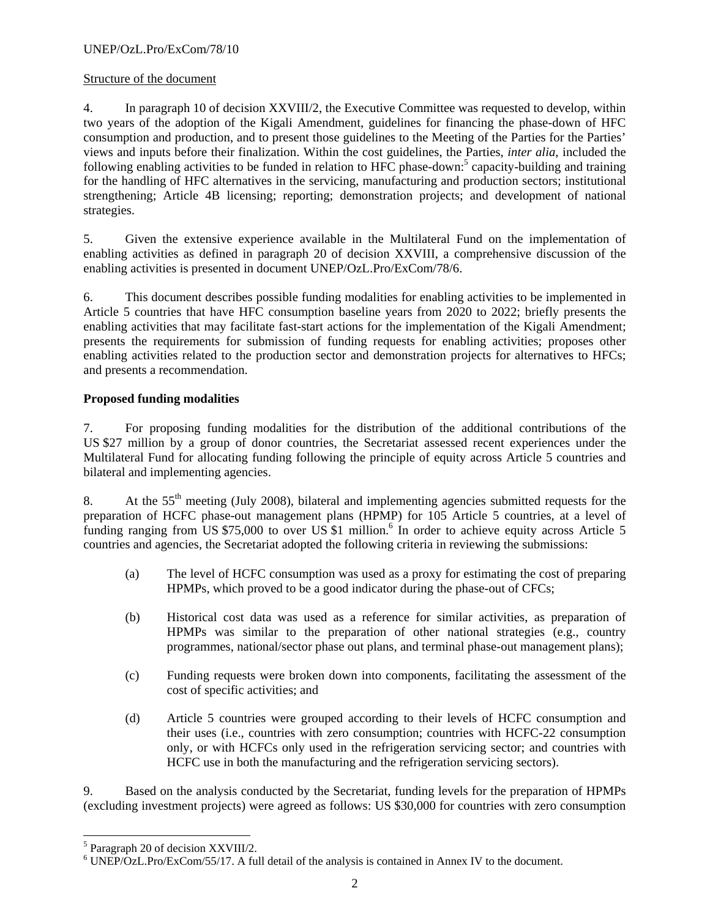Structure of the document

4. In paragraph 10 of decision XXVIII/2, the Executive Committee was requested to develop, within two years of the adoption of the Kigali Amendment, guidelines for financing the phase-down of HFC consumption and production, and to present those guidelines to the Meeting of the Parties for the Parties' views and inputs before their finalization. Within the cost guidelines, the Parties, *inter alia*, included the following enabling activities to be funded in relation to HFC phase-down:[5] capacity-building and training for the handling of HFC alternatives in the servicing, manufacturing and production sectors; institutional strengthening; Article 4B licensing; reporting; demonstration projects; and development of national strategies.

5. Given the extensive experience available in the Multilateral Fund on the implementation of enabling activities as defined in paragraph 20 of decision XXVIII, a comprehensive discussion of the enabling activities is presented in document UNEP/OzL.Pro/ExCom/78/6.

6. This document describes possible funding modalities for enabling activities to be implemented in Article 5 countries that have HFC consumption baseline years from 2020 to 2022; briefly presents the enabling activities that may facilitate fast-start actions for the implementation of the Kigali Amendment; presents the requirements for submission of funding requests for enabling activities; proposes other enabling activities related to the production sector and demonstration projects for alternatives to HFCs; and presents a recommendation.

**Proposed funding modalities**

7. For proposing funding modalities for the distribution of the additional contributions of the US $27 million by a group of donor countries, the Secretariat assessed recent experiences under the Multilateral Fund for allocating funding following the principle of equity across Article 5 countries and bilateral and implementing agencies.

8. At the 55th meeting (July 2008), bilateral and implementing agencies submitted requests for the preparation of HCFC phase-out management plans (HPMP) for 105 Article 5 countries, at a level of funding ranging from US $75,000 to over US $1 million.[6] In order to achieve equity across Article 5 countries and agencies, the Secretariat adopted the following criteria in reviewing the submissions:

(a) The level of HCFC consumption was used as a proxy for estimating the cost of preparing HPMPs, which proved to be a good indicator during the phase-out of CFCs;

(b) Historical cost data was used as a reference for similar activities, as preparation of HPMPs was similar to the preparation of other national strategies (e.g., country programmes, national/sector phase out plans, and terminal phase-out management plans);

(c) Funding requests were broken down into components, facilitating the assessment of the cost of specific activities; and

(d) Article 5 countries were grouped according to their levels of HCFC consumption and their uses (i.e., countries with zero consumption; countries with HCFC-22 consumption only, or with HCFCs only used in the refrigeration servicing sector; and countries with HCFC use in both the manufacturing and the refrigeration servicing sectors).

9. Based on the analysis conducted by the Secretariat, funding levels for the preparation of HPMPs (excluding investment projects) were agreed as follows: US $30,000 for countries with zero consumption

[5] Paragraph 20 of decision XXVIII/2.

[6] UNEP/OzL.Pro/ExCom/55/17. A full detail of the analysis is contained in Annex IV to the document.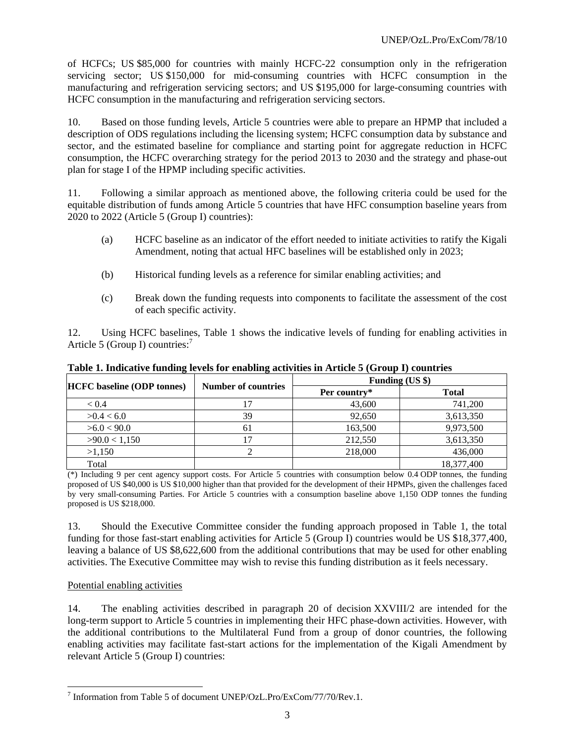of HCFCs; US $85,000 for countries with mainly HCFC-22 consumption only in the refrigeration servicing sector; US $150,000 for mid-consuming countries with HCFC consumption in the manufacturing and refrigeration servicing sectors; and US $195,000 for large-consuming countries with HCFC consumption in the manufacturing and refrigeration servicing sectors.

10. Based on those funding levels, Article 5 countries were able to prepare an HPMP that included a description of ODS regulations including the licensing system; HCFC consumption data by substance and sector, and the estimated baseline for compliance and starting point for aggregate reduction in HCFC consumption, the HCFC overarching strategy for the period 2013 to 2030 and the strategy and phase-out plan for stage I of the HPMP including specific activities.

11. Following a similar approach as mentioned above, the following criteria could be used for the equitable distribution of funds among Article 5 countries that have HFC consumption baseline years from 2020 to 2022 (Article 5 (Group I) countries):

(a) HCFC baseline as an indicator of the effort needed to initiate activities to ratify the Kigali Amendment, noting that actual HFC baselines will be established only in 2023;

(b) Historical funding levels as a reference for similar enabling activities; and

(c) Break down the funding requests into components to facilitate the assessment of the cost of each specific activity.

12. Using HCFC baselines, Table 1 shows the indicative levels of funding for enabling activities in Article 5 (Group I) countries:[7]

**Table 1. Indicative funding levels for enabling activities in Article 5 (Group I) countries**

| HCFC baseline (ODP tonnes) | Number of countries | Funding (US $) | |
|---|---|---|---|
| | | Per country* | Total |
| < 0.4 | 17 | 43,600 | 741,200 |
| >0.4 < 6.0 | 39 | 92,650 | 3,613,350 |
| >6.0 < 90.0 | 61 | 163,500 | 9,973,500 |
| >90.0 < 1,150 | 17 | 212,550 | 3,613,350 |
| >1,150 | 2 | 218,000 | 436,000 |
| Total | | | 18,377,400 |

(*) Including 9 per cent agency support costs. For Article 5 countries with consumption below 0.4 ODP tonnes, the funding proposed of US $40,000 is US $10,000 higher than that provided for the development of their HPMPs, given the challenges faced by very small-consuming Parties. For Article 5 countries with a consumption baseline above 1,150 ODP tonnes the funding proposed is US $218,000.

13. Should the Executive Committee consider the funding approach proposed in Table 1, the total funding for those fast-start enabling activities for Article 5 (Group I) countries would be US $18,377,400, leaving a balance of US $8,622,600 from the additional contributions that may be used for other enabling activities. The Executive Committee may wish to revise this funding distribution as it feels necessary.

Potential enabling activities

14. The enabling activities described in paragraph 20 of decision XXVIII/2 are intended for the long-term support to Article 5 countries in implementing their HFC phase-down activities. However, with the additional contributions to the Multilateral Fund from a group of donor countries, the following enabling activities may facilitate fast-start actions for the implementation of the Kigali Amendment by relevant Article 5 (Group I) countries:

[7] Information from Table 5 of document UNEP/OzL.Pro/ExCom/77/70/Rev.1.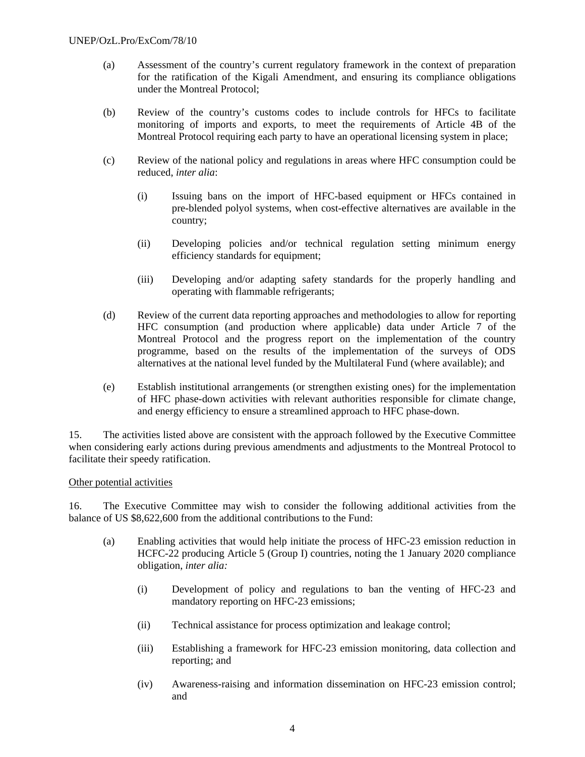(a) Assessment of the country's current regulatory framework in the context of preparation for the ratification of the Kigali Amendment, and ensuring its compliance obligations under the Montreal Protocol;

(b) Review of the country's customs codes to include controls for HFCs to facilitate monitoring of imports and exports, to meet the requirements of Article 4B of the Montreal Protocol requiring each party to have an operational licensing system in place;

(c) Review of the national policy and regulations in areas where HFC consumption could be reduced, *inter alia*:

   (i) Issuing bans on the import of HFC-based equipment or HFCs contained in pre-blended polyol systems, when cost-effective alternatives are available in the country;

   (ii) Developing policies and/or technical regulation setting minimum energy efficiency standards for equipment;

   (iii) Developing and/or adapting safety standards for the properly handling and operating with flammable refrigerants;

(d) Review of the current data reporting approaches and methodologies to allow for reporting HFC consumption (and production where applicable) data under Article 7 of the Montreal Protocol and the progress report on the implementation of the country programme, based on the results of the implementation of the surveys of ODS alternatives at the national level funded by the Multilateral Fund (where available); and

(e) Establish institutional arrangements (or strengthen existing ones) for the implementation of HFC phase-down activities with relevant authorities responsible for climate change, and energy efficiency to ensure a streamlined approach to HFC phase-down.

15. The activities listed above are consistent with the approach followed by the Executive Committee when considering early actions during previous amendments and adjustments to the Montreal Protocol to facilitate their speedy ratification.

<u>Other potential activities</u>

16. The Executive Committee may wish to consider the following additional activities from the balance of US $8,622,600 from the additional contributions to the Fund:

(a) Enabling activities that would help initiate the process of HFC-23 emission reduction in HCFC-22 producing Article 5 (Group I) countries, noting the 1 January 2020 compliance obligation, *inter alia:*

   (i) Development of policy and regulations to ban the venting of HFC-23 and mandatory reporting on HFC-23 emissions;

   (ii) Technical assistance for process optimization and leakage control;

   (iii) Establishing a framework for HFC-23 emission monitoring, data collection and reporting; and

   (iv) Awareness-raising and information dissemination on HFC-23 emission control; and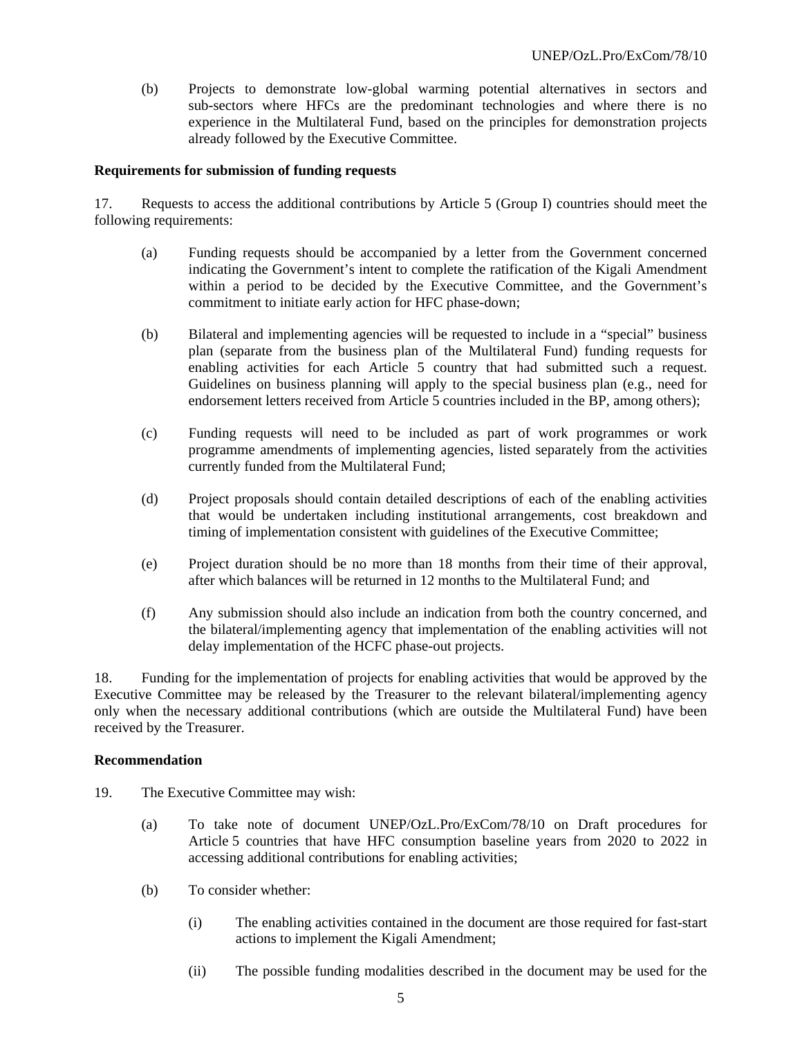(b) Projects to demonstrate low-global warming potential alternatives in sectors and sub-sectors where HFCs are the predominant technologies and where there is no experience in the Multilateral Fund, based on the principles for demonstration projects already followed by the Executive Committee.

**Requirements for submission of funding requests**

17. Requests to access the additional contributions by Article 5 (Group I) countries should meet the following requirements:

(a) Funding requests should be accompanied by a letter from the Government concerned indicating the Government's intent to complete the ratification of the Kigali Amendment within a period to be decided by the Executive Committee, and the Government's commitment to initiate early action for HFC phase-down;

(b) Bilateral and implementing agencies will be requested to include in a "special" business plan (separate from the business plan of the Multilateral Fund) funding requests for enabling activities for each Article 5 country that had submitted such a request. Guidelines on business planning will apply to the special business plan (e.g., need for endorsement letters received from Article 5 countries included in the BP, among others);

(c) Funding requests will need to be included as part of work programmes or work programme amendments of implementing agencies, listed separately from the activities currently funded from the Multilateral Fund;

(d) Project proposals should contain detailed descriptions of each of the enabling activities that would be undertaken including institutional arrangements, cost breakdown and timing of implementation consistent with guidelines of the Executive Committee;

(e) Project duration should be no more than 18 months from their time of their approval, after which balances will be returned in 12 months to the Multilateral Fund; and

(f) Any submission should also include an indication from both the country concerned, and the bilateral/implementing agency that implementation of the enabling activities will not delay implementation of the HCFC phase-out projects.

18. Funding for the implementation of projects for enabling activities that would be approved by the Executive Committee may be released by the Treasurer to the relevant bilateral/implementing agency only when the necessary additional contributions (which are outside the Multilateral Fund) have been received by the Treasurer.

**Recommendation**

19. The Executive Committee may wish:

(a) To take note of document UNEP/OzL.Pro/ExCom/78/10 on Draft procedures for Article 5 countries that have HFC consumption baseline years from 2020 to 2022 in accessing additional contributions for enabling activities;

(b) To consider whether:

(i) The enabling activities contained in the document are those required for fast-start actions to implement the Kigali Amendment;

(ii) The possible funding modalities described in the document may be used for the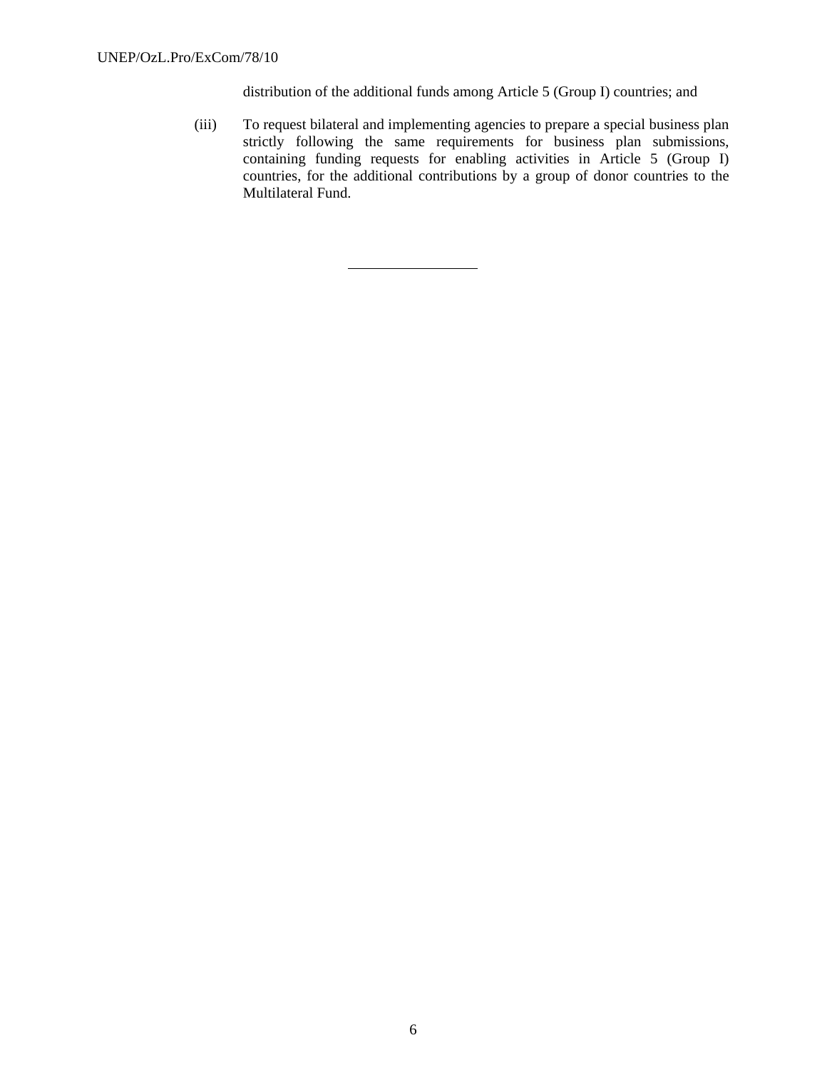distribution of the additional funds among Article 5 (Group I) countries; and

(iii) To request bilateral and implementing agencies to prepare a special business plan strictly following the same requirements for business plan submissions, containing funding requests for enabling activities in Article 5 (Group I) countries, for the additional contributions by a group of donor countries to the Multilateral Fund.